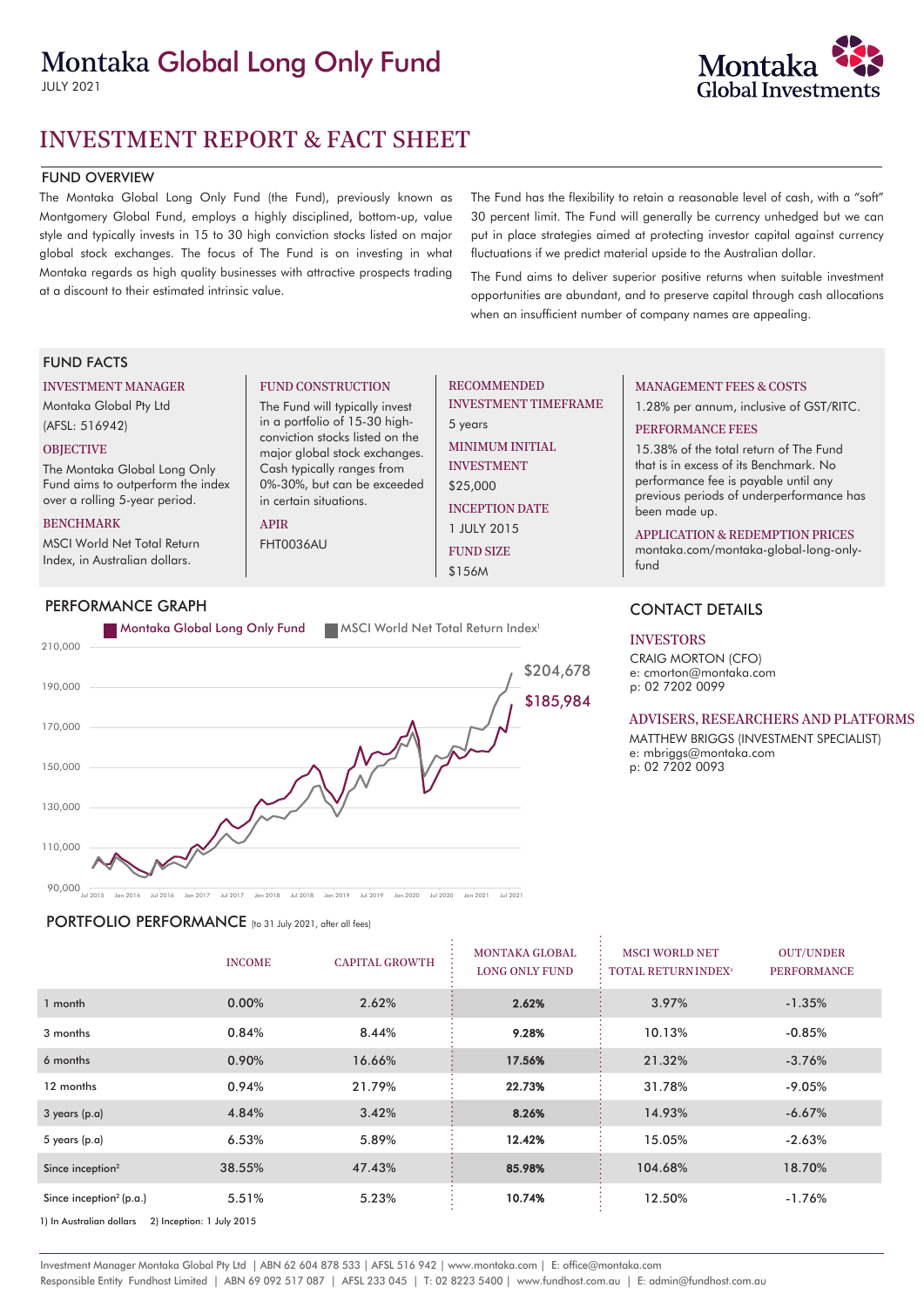# Montaka Global Long Only Fund

JULY 2021

Montaka Global Investments

# INVESTMENT REPORT & FACT SHEET

## FUND OVERVIEW

The Montaka Global Long Only Fund (the Fund), previously known as Montgomery Global Fund, employs a highly disciplined, bottom-up, value style and typically invests in 15 to 30 high conviction stocks listed on major global stock exchanges. The focus of The Fund is on investing in what Montaka regards as high quality businesses with attractive prospects trading at a discount to their estimated intrinsic value.

The Fund has the flexibility to retain a reasonable level of cash, with a "soft" 30 percent limit. The Fund will generally be currency unhedged but we can put in place strategies aimed at protecting investor capital against currency fluctuations if we predict material upside to the Australian dollar.

The Fund aims to deliver superior positive returns when suitable investment opportunities are abundant, and to preserve capital through cash allocations when an insufficient number of company names are appealing.

## FUND FACTS

**INVESTMENT MANAGER**
Montaka Global Pty Ltd
(AFSL: 516942)

**OBJECTIVE**
The Montaka Global Long Only Fund aims to outperform the index over a rolling 5-year period.

**BENCHMARK**
MSCI World Net Total Return Index, in Australian dollars.

**FUND CONSTRUCTION**
The Fund will typically invest in a portfolio of 15-30 high-conviction stocks listed on the major global stock exchanges. Cash typically ranges from 0%-30%, but can be exceeded in certain situations.

**APIR**
FHT0036AU

**RECOMMENDED INVESTMENT TIMEFRAME**
5 years

**MINIMUM INITIAL INVESTMENT**
$25,000

**INCEPTION DATE**
1 JULY 2015

**FUND SIZE**
$156M

**MANAGEMENT FEES & COSTS**
1.28% per annum, inclusive of GST/RITC.

**PERFORMANCE FEES**
15.38% of the total return of The Fund that is in excess of its Benchmark. No performance fee is payable until any previous periods of underperformance has been made up.

**APPLICATION & REDEMPTION PRICES**
montaka.com/montaka-global-long-only-fund

## PERFORMANCE GRAPH

Montaka Global Long Only Fund: $185,984
MSCI World Net Total Return Index[1]: $204,678

## CONTACT DETAILS

**INVESTORS**
CRAIG MORTON (CFO)
e: cmorton@montaka.com
p: 02 7202 0099

**ADVISERS, RESEARCHERS AND PLATFORMS**
MATTHEW BRIGGS (INVESTMENT SPECIALIST)
e: mbriggs@montaka.com
p: 02 7202 0093

## PORTFOLIO PERFORMANCE (to 31 July 2021, after all fees)

| | INCOME | CAPITAL GROWTH | MONTAKA GLOBAL LONG ONLY FUND | MSCI WORLD NET TOTAL RETURN INDEX[1] | OUT/UNDER PERFORMANCE |
|---|---|---|---|---|---|
| 1 month | 0.00% | 2.62% | **2.62%** | 3.97% | -1.35% |
| 3 months | 0.84% | 8.44% | **9.28%** | 10.13% | -0.85% |
| 6 months | 0.90% | 16.66% | **17.56%** | 21.32% | -3.76% |
| 12 months | 0.94% | 21.79% | **22.73%** | 31.78% | -9.05% |
| 3 years (p.a) | 4.84% | 3.42% | **8.26%** | 14.93% | -6.67% |
| 5 years (p.a) | 6.53% | 5.89% | **12.42%** | 15.05% | -2.63% |
| Since inception[2] | 38.55% | 47.43% | **85.98%** | 104.68% | 18.70% |
| Since inception[2] (p.a.) | 5.51% | 5.23% | **10.74%** | 12.50% | -1.76% |

1) In Australian dollars 2) Inception: 1 July 2015

Investment Manager Montaka Global Pty Ltd | ABN 62 604 878 533 | AFSL 516 942 | www.montaka.com | E: office@montaka.com
Responsible Entity Fundhost Limited | ABN 69 092 517 087 | AFSL 233 045 | T: 02 8223 5400 | www.fundhost.com.au | E: admin@fundhost.com.au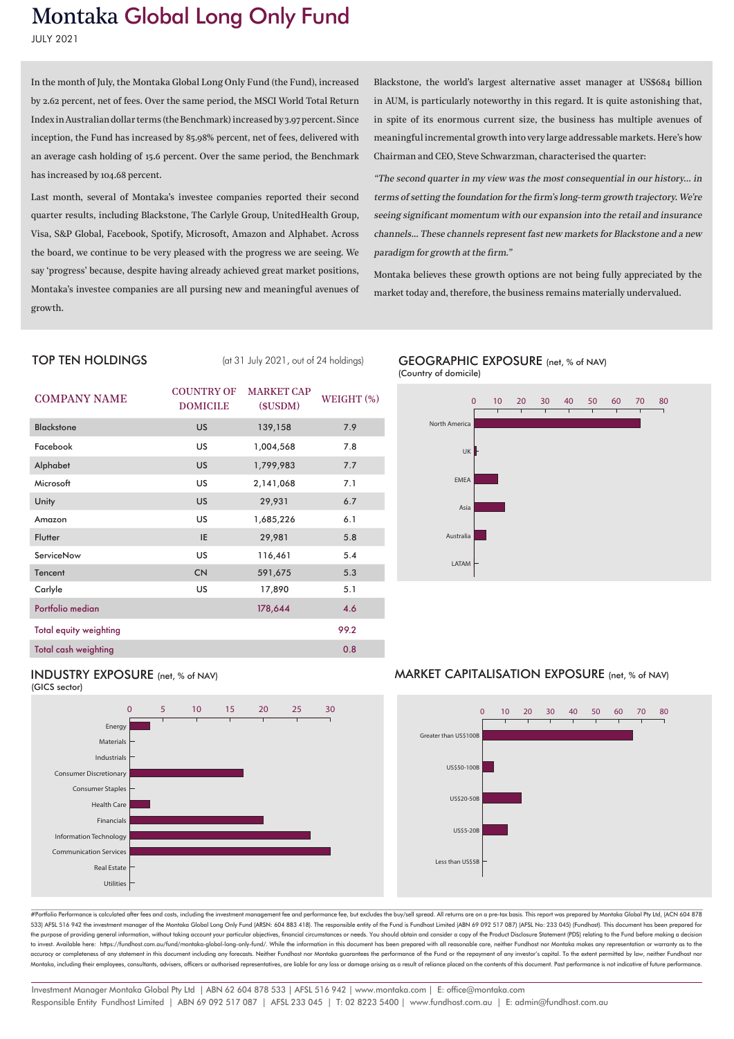# Montaka Global Long Only Fund

JULY 2021

In the month of July, the Montaka Global Long Only Fund (the Fund), increased by 2.62 percent, net of fees. Over the same period, the MSCI World Total Return Index in Australian dollar terms (the Benchmark) increased by 3.97 percent. Since inception, the Fund has increased by 85.98% percent, net of fees, delivered with an average cash holding of 15.6 percent. Over the same period, the Benchmark has increased by 104.68 percent.

Last month, several of Montaka's investee companies reported their second quarter results, including Blackstone, The Carlyle Group, UnitedHealth Group, Visa, S&P Global, Facebook, Spotify, Microsoft, Amazon and Alphabet. Across the board, we continue to be very pleased with the progress we are seeing. We say 'progress' because, despite having already achieved great market positions, Montaka's investee companies are all pursing new and meaningful avenues of growth.

Blackstone, the world's largest alternative asset manager at US$684 billion in AUM, is particularly noteworthy in this regard. It is quite astonishing that, in spite of its enormous current size, the business has multiple avenues of meaningful incremental growth into very large addressable markets. Here's how Chairman and CEO, Steve Schwarzman, characterised the quarter:

*"The second quarter in my view was the most consequential in our history… in terms of setting the foundation for the firm's long-term growth trajectory. We're seeing significant momentum with our expansion into the retail and insurance channels… These channels represent fast new markets for Blackstone and a new paradigm for growth at the firm."*

Montaka believes these growth options are not being fully appreciated by the market today and, therefore, the business remains materially undervalued.

## TOP TEN HOLDINGS

(at 31 July 2021, out of 24 holdings)

| COMPANY NAME | COUNTRY OF DOMICILE | MARKET CAP ($USDM) | WEIGHT (%) |
|---|---|---|---|
| Blackstone | US | 139,158 | 7.9 |
| Facebook | US | 1,004,568 | 7.8 |
| Alphabet | US | 1,799,983 | 7.7 |
| Microsoft | US | 2,141,068 | 7.1 |
| Unity | US | 29,931 | 6.7 |
| Amazon | US | 1,685,226 | 6.1 |
| Flutter | IE | 29,981 | 5.8 |
| ServiceNow | US | 116,461 | 5.4 |
| Tencent | CN | 591,675 | 5.3 |
| Carlyle | US | 17,890 | 5.1 |
| Portfolio median | | 178,644 | 4.6 |
| Total equity weighting | | | 99.2 |
| Total cash weighting | | | 0.8 |

## GEOGRAPHIC EXPOSURE (net, % of NAV)

(Country of domicile)

0 10 20 30 40 50 60 70 80

North America

UK

EMEA

Asia

Australia

LATAM

## INDUSTRY EXPOSURE (net, % of NAV)

(GICS sector)

0 5 10 15 20 25 30

Energy

Materials

Industrials

Consumer Discretionary

Consumer Staples

Health Care

Financials

Information Technology

Communication Services

Real Estate

Utilities

## MARKET CAPITALISATION EXPOSURE (net, % of NAV)

0 10 20 30 40 50 60 70 80

Greater than US$100B

US$50-100B

US$20-50B

US$5-20B

Less than US$5B

#Portfolio Performance is calculated after fees and costs, including the investment management fee and performance fee, but excludes the buy/sell spread. All returns are on a pre-tax basis. This report was prepared by Montaka Global Pty Ltd, (ACN 604 878 533) AFSL 516 942 the investment manager of the Montaka Global Long Only Fund (ARSN: 604 883 418). The responsible entity of the Fund is Fundhost Limited (ABN 69 092 517 087) (AFSL No: 233 045) (Fundhost). This document has been prepared for the purpose of providing general information, without taking account your particular objectives, financial circumstances or needs. You should obtain and consider a copy of the Product Disclosure Statement (PDS) relating to the Fund before making a decision to invest. Available here: https://fundhost.com.au/fund/montaka-global-long-only-fund/. While the information in this document has been prepared with all reasonable care, neither Fundhost nor Montaka makes any representation or warranty as to the accuracy or completeness of any statement in this document including any forecasts. Neither Fundhost nor Montaka guarantees the performance of the Fund or the repayment of any investor's capital. To the extent permitted by law, neither Fundhost nor Montaka, including their employees, consultants, advisers, officers or authorised representatives, are liable for any loss or damage arising as a result of reliance placed on the contents of this document. Past performance is not indicative of future performance.

Investment Manager Montaka Global Pty Ltd | ABN 62 604 878 533 | AFSL 516 942 | www.montaka.com | E: office@montaka.com

Responsible Entity Fundhost Limited | ABN 69 092 517 087 | AFSL 233 045 | T: 02 8223 5400 | www.fundhost.com.au | E: admin@fundhost.com.au